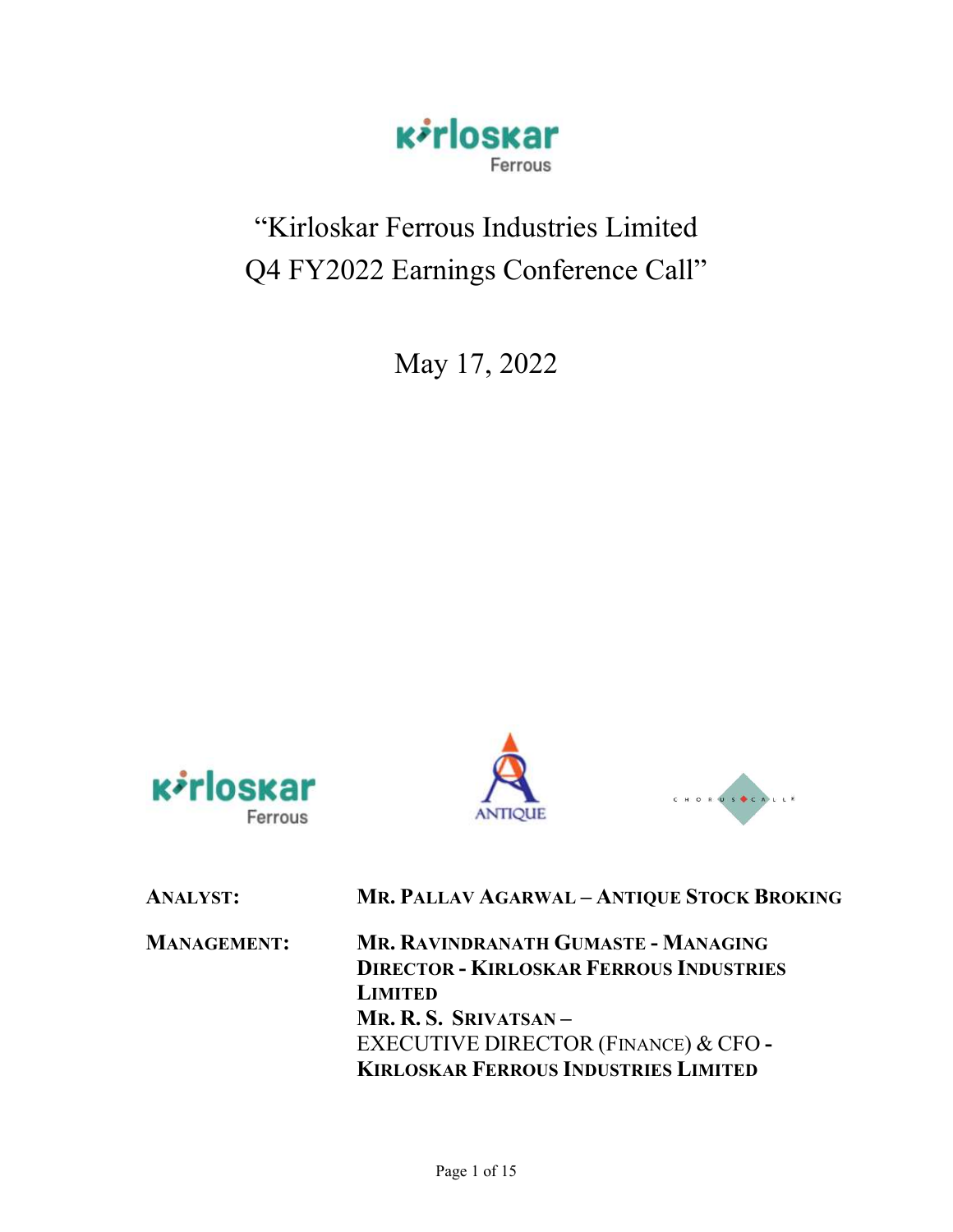# "Kirloskar Ferrous Industries Limited Q4 FY2022 Earnings Conference Call"

May 17, 2022

**ANALYST:** **MR. PALLAV AGARWAL – ANTIQUE STOCK BROKING**

**MANAGEMENT:** **MR. RAVINDRANATH GUMASTE - MANAGING DIRECTOR - KIRLOSKAR FERROUS INDUSTRIES LIMITED**

**MR. R. S. SRIVATSAN –** EXECUTIVE DIRECTOR (FINANCE) & CFO **- KIRLOSKAR FERROUS INDUSTRIES LIMITED**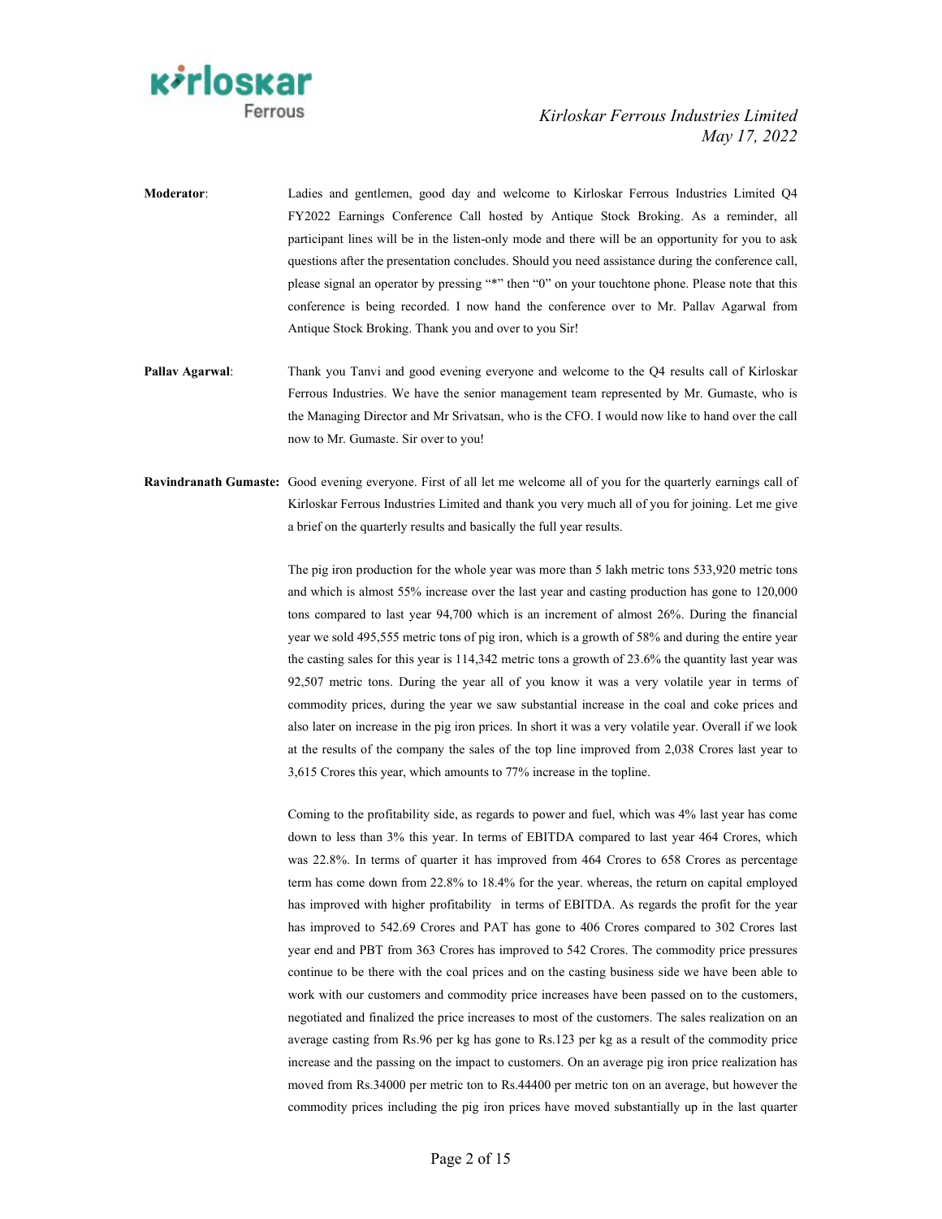**Moderator**: Ladies and gentlemen, good day and welcome to Kirloskar Ferrous Industries Limited Q4 FY2022 Earnings Conference Call hosted by Antique Stock Broking. As a reminder, all participant lines will be in the listen-only mode and there will be an opportunity for you to ask questions after the presentation concludes. Should you need assistance during the conference call, please signal an operator by pressing "*" then "0" on your touchtone phone. Please note that this conference is being recorded. I now hand the conference over to Mr. Pallav Agarwal from Antique Stock Broking. Thank you and over to you Sir!

**Pallav Agarwal**: Thank you Tanvi and good evening everyone and welcome to the Q4 results call of Kirloskar Ferrous Industries. We have the senior management team represented by Mr. Gumaste, who is the Managing Director and Mr Srivatsan, who is the CFO. I would now like to hand over the call now to Mr. Gumaste. Sir over to you!

**Ravindranath Gumaste:** Good evening everyone. First of all let me welcome all of you for the quarterly earnings call of Kirloskar Ferrous Industries Limited and thank you very much all of you for joining. Let me give a brief on the quarterly results and basically the full year results.

The pig iron production for the whole year was more than 5 lakh metric tons 533,920 metric tons and which is almost 55% increase over the last year and casting production has gone to 120,000 tons compared to last year 94,700 which is an increment of almost 26%. During the financial year we sold 495,555 metric tons of pig iron, which is a growth of 58% and during the entire year the casting sales for this year is 114,342 metric tons a growth of 23.6% the quantity last year was 92,507 metric tons. During the year all of you know it was a very volatile year in terms of commodity prices, during the year we saw substantial increase in the coal and coke prices and also later on increase in the pig iron prices. In short it was a very volatile year. Overall if we look at the results of the company the sales of the top line improved from 2,038 Crores last year to 3,615 Crores this year, which amounts to 77% increase in the topline.

Coming to the profitability side, as regards to power and fuel, which was 4% last year has come down to less than 3% this year. In terms of EBITDA compared to last year 464 Crores, which was 22.8%. In terms of quarter it has improved from 464 Crores to 658 Crores as percentage term has come down from 22.8% to 18.4% for the year. whereas, the return on capital employed has improved with higher profitability in terms of EBITDA. As regards the profit for the year has improved to 542.69 Crores and PAT has gone to 406 Crores compared to 302 Crores last year end and PBT from 363 Crores has improved to 542 Crores. The commodity price pressures continue to be there with the coal prices and on the casting business side we have been able to work with our customers and commodity price increases have been passed on to the customers, negotiated and finalized the price increases to most of the customers. The sales realization on an average casting from Rs.96 per kg has gone to Rs.123 per kg as a result of the commodity price increase and the passing on the impact to customers. On an average pig iron price realization has moved from Rs.34000 per metric ton to Rs.44400 per metric ton on an average, but however the commodity prices including the pig iron prices have moved substantially up in the last quarter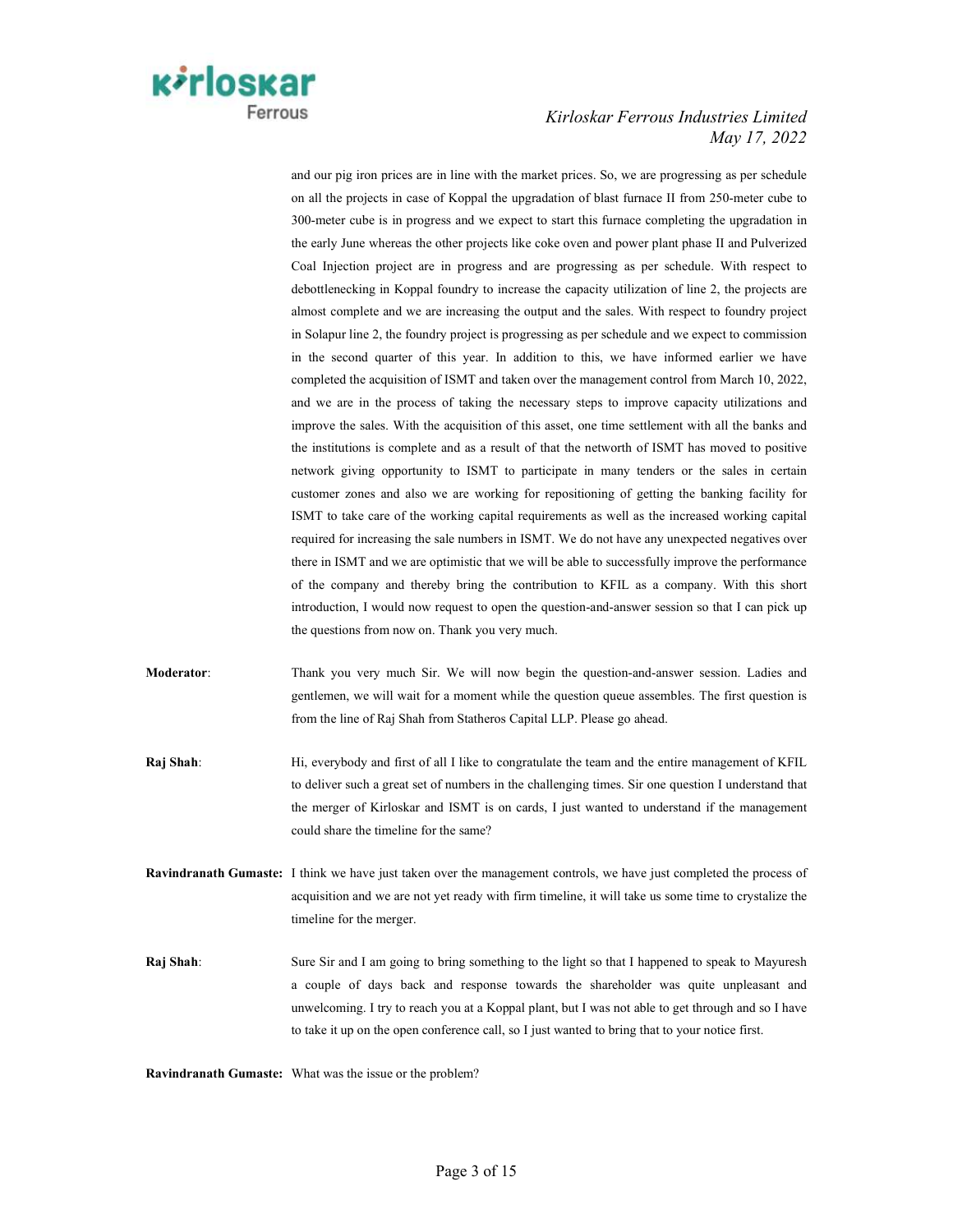and our pig iron prices are in line with the market prices. So, we are progressing as per schedule on all the projects in case of Koppal the upgradation of blast furnace II from 250-meter cube to 300-meter cube is in progress and we expect to start this furnace completing the upgradation in the early June whereas the other projects like coke oven and power plant phase II and Pulverized Coal Injection project are in progress and are progressing as per schedule. With respect to debottlenecking in Koppal foundry to increase the capacity utilization of line 2, the projects are almost complete and we are increasing the output and the sales. With respect to foundry project in Solapur line 2, the foundry project is progressing as per schedule and we expect to commission in the second quarter of this year. In addition to this, we have informed earlier we have completed the acquisition of ISMT and taken over the management control from March 10, 2022, and we are in the process of taking the necessary steps to improve capacity utilizations and improve the sales. With the acquisition of this asset, one time settlement with all the banks and the institutions is complete and as a result of that the networth of ISMT has moved to positive network giving opportunity to ISMT to participate in many tenders or the sales in certain customer zones and also we are working for repositioning of getting the banking facility for ISMT to take care of the working capital requirements as well as the increased working capital required for increasing the sale numbers in ISMT. We do not have any unexpected negatives over there in ISMT and we are optimistic that we will be able to successfully improve the performance of the company and thereby bring the contribution to KFIL as a company. With this short introduction, I would now request to open the question-and-answer session so that I can pick up the questions from now on. Thank you very much.

**Moderator**: Thank you very much Sir. We will now begin the question-and-answer session. Ladies and gentlemen, we will wait for a moment while the question queue assembles. The first question is from the line of Raj Shah from Statheros Capital LLP. Please go ahead.

**Raj Shah**: Hi, everybody and first of all I like to congratulate the team and the entire management of KFIL to deliver such a great set of numbers in the challenging times. Sir one question I understand that the merger of Kirloskar and ISMT is on cards, I just wanted to understand if the management could share the timeline for the same?

**Ravindranath Gumaste:** I think we have just taken over the management controls, we have just completed the process of acquisition and we are not yet ready with firm timeline, it will take us some time to crystalize the timeline for the merger.

**Raj Shah**: Sure Sir and I am going to bring something to the light so that I happened to speak to Mayuresh a couple of days back and response towards the shareholder was quite unpleasant and unwelcoming. I try to reach you at a Koppal plant, but I was not able to get through and so I have to take it up on the open conference call, so I just wanted to bring that to your notice first.

**Ravindranath Gumaste:** What was the issue or the problem?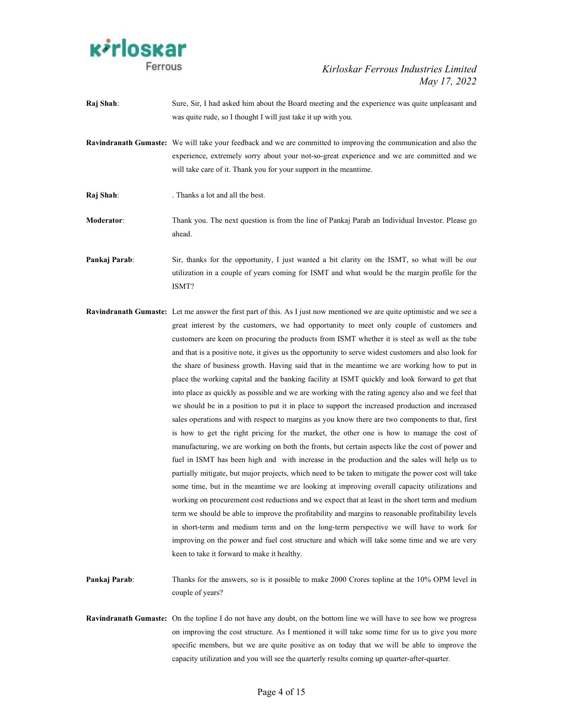**Raj Shah**: Sure, Sir, I had asked him about the Board meeting and the experience was quite unpleasant and was quite rude, so I thought I will just take it up with you.

**Ravindranath Gumaste**: We will take your feedback and we are committed to improving the communication and also the experience, extremely sorry about your not-so-great experience and we are committed and we will take care of it. Thank you for your support in the meantime.

**Raj Shah**: . Thanks a lot and all the best.

**Moderator**: Thank you. The next question is from the line of Pankaj Parab an Individual Investor. Please go ahead.

**Pankaj Parab**: Sir, thanks for the opportunity, I just wanted a bit clarity on the ISMT, so what will be our utilization in a couple of years coming for ISMT and what would be the margin profile for the ISMT?

**Ravindranath Gumaste**: Let me answer the first part of this. As I just now mentioned we are quite optimistic and we see a great interest by the customers, we had opportunity to meet only couple of customers and customers are keen on procuring the products from ISMT whether it is steel as well as the tube and that is a positive note, it gives us the opportunity to serve widest customers and also look for the share of business growth. Having said that in the meantime we are working how to put in place the working capital and the banking facility at ISMT quickly and look forward to get that into place as quickly as possible and we are working with the rating agency also and we feel that we should be in a position to put it in place to support the increased production and increased sales operations and with respect to margins as you know there are two components to that, first is how to get the right pricing for the market, the other one is how to manage the cost of manufacturing, we are working on both the fronts, but certain aspects like the cost of power and fuel in ISMT has been high and with increase in the production and the sales will help us to partially mitigate, but major projects, which need to be taken to mitigate the power cost will take some time, but in the meantime we are looking at improving overall capacity utilizations and working on procurement cost reductions and we expect that at least in the short term and medium term we should be able to improve the profitability and margins to reasonable profitability levels in short-term and medium term and on the long-term perspective we will have to work for improving on the power and fuel cost structure and which will take some time and we are very keen to take it forward to make it healthy.

**Pankaj Parab**: Thanks for the answers, so is it possible to make 2000 Crores topline at the 10% OPM level in couple of years?

**Ravindranath Gumaste**: On the topline I do not have any doubt, on the bottom line we will have to see how we progress on improving the cost structure. As I mentioned it will take some time for us to give you more specific members, but we are quite positive as on today that we will be able to improve the capacity utilization and you will see the quarterly results coming up quarter-after-quarter.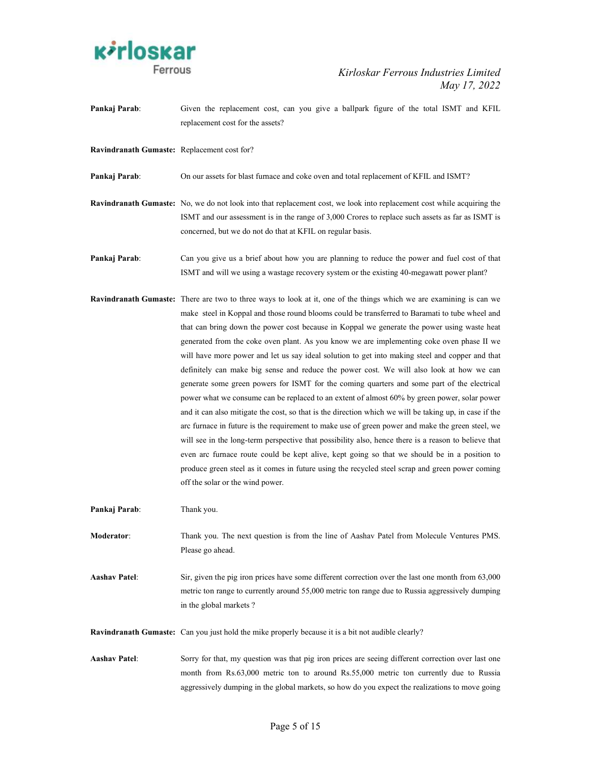**Pankaj Parab**: Given the replacement cost, can you give a ballpark figure of the total ISMT and KFIL replacement cost for the assets?

**Ravindranath Gumaste:** Replacement cost for?

**Pankaj Parab**: On our assets for blast furnace and coke oven and total replacement of KFIL and ISMT?

**Ravindranath Gumaste:** No, we do not look into that replacement cost, we look into replacement cost while acquiring the ISMT and our assessment is in the range of 3,000 Crores to replace such assets as far as ISMT is concerned, but we do not do that at KFIL on regular basis.

**Pankaj Parab**: Can you give us a brief about how you are planning to reduce the power and fuel cost of that ISMT and will we using a wastage recovery system or the existing 40-megawatt power plant?

**Ravindranath Gumaste:** There are two to three ways to look at it, one of the things which we are examining is can we make steel in Koppal and those round blooms could be transferred to Baramati to tube wheel and that can bring down the power cost because in Koppal we generate the power using waste heat generated from the coke oven plant. As you know we are implementing coke oven phase II we will have more power and let us say ideal solution to get into making steel and copper and that definitely can make big sense and reduce the power cost. We will also look at how we can generate some green powers for ISMT for the coming quarters and some part of the electrical power what we consume can be replaced to an extent of almost 60% by green power, solar power and it can also mitigate the cost, so that is the direction which we will be taking up, in case if the arc furnace in future is the requirement to make use of green power and make the green steel, we will see in the long-term perspective that possibility also, hence there is a reason to believe that even arc furnace route could be kept alive, kept going so that we should be in a position to produce green steel as it comes in future using the recycled steel scrap and green power coming off the solar or the wind power.

**Pankaj Parab**: Thank you.

**Moderator**: Thank you. The next question is from the line of Aashav Patel from Molecule Ventures PMS. Please go ahead.

**Aashav Patel**: Sir, given the pig iron prices have some different correction over the last one month from 63,000 metric ton range to currently around 55,000 metric ton range due to Russia aggressively dumping in the global markets ?

**Ravindranath Gumaste:** Can you just hold the mike properly because it is a bit not audible clearly?

**Aashav Patel**: Sorry for that, my question was that pig iron prices are seeing different correction over last one month from Rs.63,000 metric ton to around Rs.55,000 metric ton currently due to Russia aggressively dumping in the global markets, so how do you expect the realizations to move going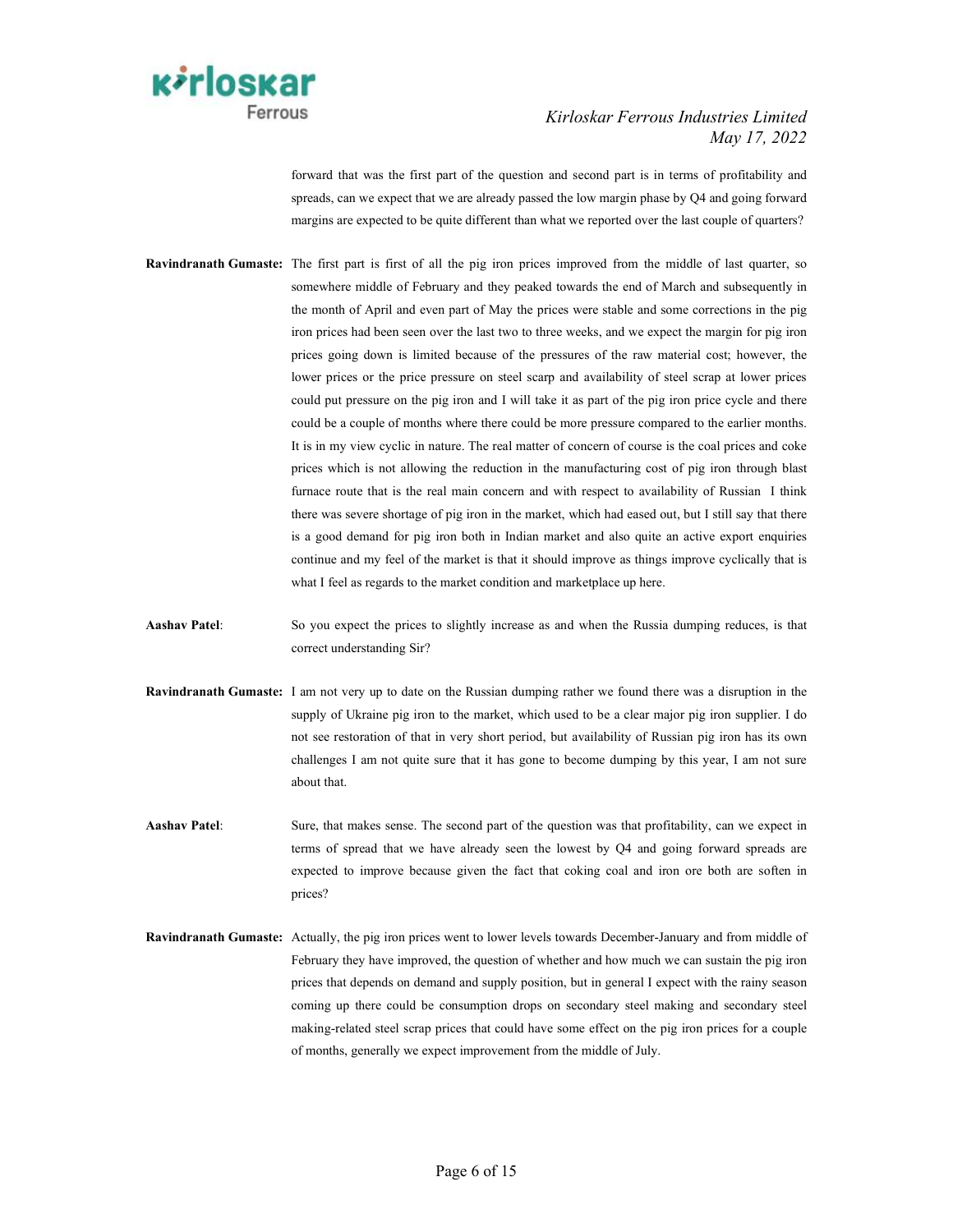forward that was the first part of the question and second part is in terms of profitability and spreads, can we expect that we are already passed the low margin phase by Q4 and going forward margins are expected to be quite different than what we reported over the last couple of quarters?

**Ravindranath Gumaste:** The first part is first of all the pig iron prices improved from the middle of last quarter, so somewhere middle of February and they peaked towards the end of March and subsequently in the month of April and even part of May the prices were stable and some corrections in the pig iron prices had been seen over the last two to three weeks, and we expect the margin for pig iron prices going down is limited because of the pressures of the raw material cost; however, the lower prices or the price pressure on steel scarp and availability of steel scrap at lower prices could put pressure on the pig iron and I will take it as part of the pig iron price cycle and there could be a couple of months where there could be more pressure compared to the earlier months. It is in my view cyclic in nature. The real matter of concern of course is the coal prices and coke prices which is not allowing the reduction in the manufacturing cost of pig iron through blast furnace route that is the real main concern and with respect to availability of Russian I think there was severe shortage of pig iron in the market, which had eased out, but I still say that there is a good demand for pig iron both in Indian market and also quite an active export enquiries continue and my feel of the market is that it should improve as things improve cyclically that is what I feel as regards to the market condition and marketplace up here.

**Aashav Patel**: So you expect the prices to slightly increase as and when the Russia dumping reduces, is that correct understanding Sir?

**Ravindranath Gumaste:** I am not very up to date on the Russian dumping rather we found there was a disruption in the supply of Ukraine pig iron to the market, which used to be a clear major pig iron supplier. I do not see restoration of that in very short period, but availability of Russian pig iron has its own challenges I am not quite sure that it has gone to become dumping by this year, I am not sure about that.

**Aashav Patel**: Sure, that makes sense. The second part of the question was that profitability, can we expect in terms of spread that we have already seen the lowest by Q4 and going forward spreads are expected to improve because given the fact that coking coal and iron ore both are soften in prices?

**Ravindranath Gumaste:** Actually, the pig iron prices went to lower levels towards December-January and from middle of February they have improved, the question of whether and how much we can sustain the pig iron prices that depends on demand and supply position, but in general I expect with the rainy season coming up there could be consumption drops on secondary steel making and secondary steel making-related steel scrap prices that could have some effect on the pig iron prices for a couple of months, generally we expect improvement from the middle of July.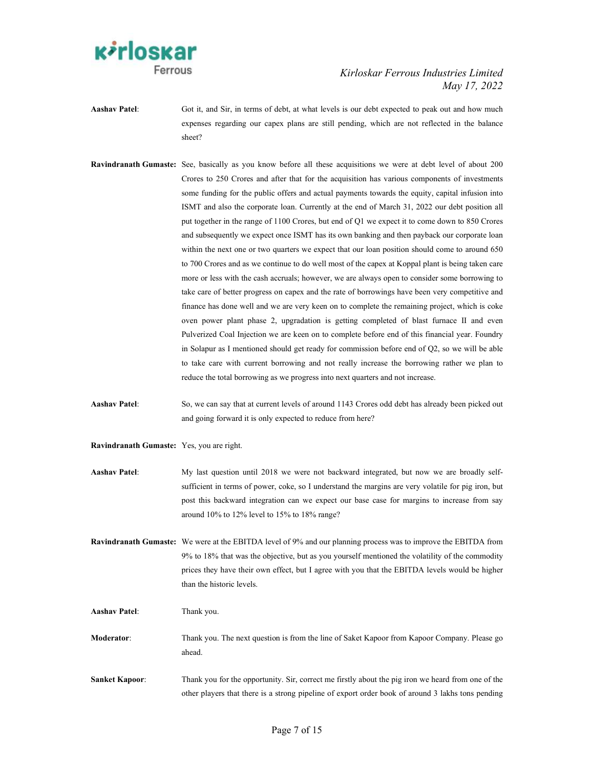**Aashav Patel**: Got it, and Sir, in terms of debt, at what levels is our debt expected to peak out and how much expenses regarding our capex plans are still pending, which are not reflected in the balance sheet?

**Ravindranath Gumaste**: See, basically as you know before all these acquisitions we were at debt level of about 200 Crores to 250 Crores and after that for the acquisition has various components of investments some funding for the public offers and actual payments towards the equity, capital infusion into ISMT and also the corporate loan. Currently at the end of March 31, 2022 our debt position all put together in the range of 1100 Crores, but end of Q1 we expect it to come down to 850 Crores and subsequently we expect once ISMT has its own banking and then payback our corporate loan within the next one or two quarters we expect that our loan position should come to around 650 to 700 Crores and as we continue to do well most of the capex at Koppal plant is being taken care more or less with the cash accruals; however, we are always open to consider some borrowing to take care of better progress on capex and the rate of borrowings have been very competitive and finance has done well and we are very keen on to complete the remaining project, which is coke oven power plant phase 2, upgradation is getting completed of blast furnace II and even Pulverized Coal Injection we are keen on to complete before end of this financial year. Foundry in Solapur as I mentioned should get ready for commission before end of Q2, so we will be able to take care with current borrowing and not really increase the borrowing rather we plan to reduce the total borrowing as we progress into next quarters and not increase.

**Aashav Patel**: So, we can say that at current levels of around 1143 Crores odd debt has already been picked out and going forward it is only expected to reduce from here?

**Ravindranath Gumaste**: Yes, you are right.

**Aashav Patel**: My last question until 2018 we were not backward integrated, but now we are broadly self-sufficient in terms of power, coke, so I understand the margins are very volatile for pig iron, but post this backward integration can we expect our base case for margins to increase from say around 10% to 12% level to 15% to 18% range?

**Ravindranath Gumaste**: We were at the EBITDA level of 9% and our planning process was to improve the EBITDA from 9% to 18% that was the objective, but as you yourself mentioned the volatility of the commodity prices they have their own effect, but I agree with you that the EBITDA levels would be higher than the historic levels.

**Aashav Patel**: Thank you.

**Moderator**: Thank you. The next question is from the line of Saket Kapoor from Kapoor Company. Please go ahead.

**Sanket Kapoor**: Thank you for the opportunity. Sir, correct me firstly about the pig iron we heard from one of the other players that there is a strong pipeline of export order book of around 3 lakhs tons pending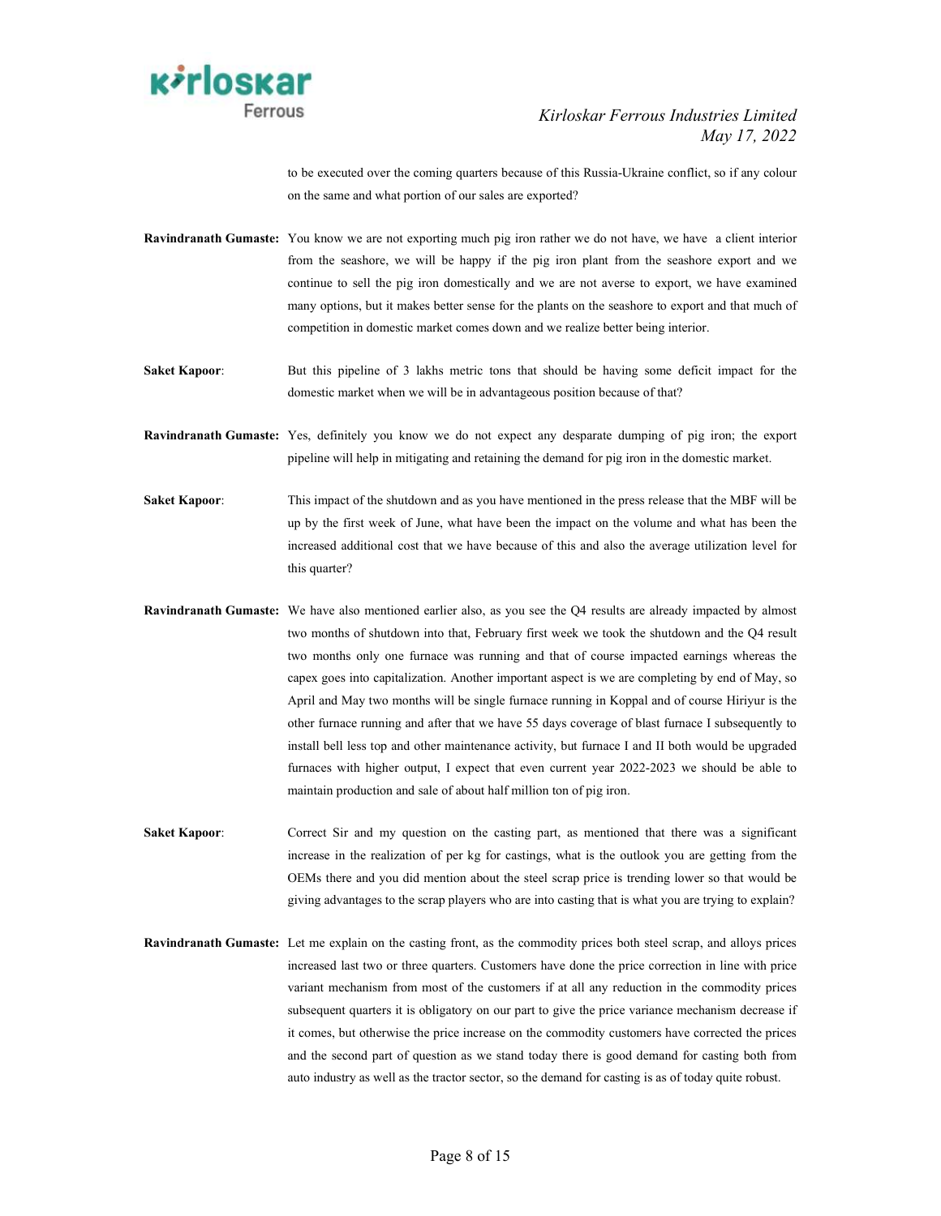to be executed over the coming quarters because of this Russia-Ukraine conflict, so if any colour on the same and what portion of our sales are exported?

**Ravindranath Gumaste:** You know we are not exporting much pig iron rather we do not have, we have a client interior from the seashore, we will be happy if the pig iron plant from the seashore export and we continue to sell the pig iron domestically and we are not averse to export, we have examined many options, but it makes better sense for the plants on the seashore to export and that much of competition in domestic market comes down and we realize better being interior.

**Saket Kapoor**: But this pipeline of 3 lakhs metric tons that should be having some deficit impact for the domestic market when we will be in advantageous position because of that?

**Ravindranath Gumaste:** Yes, definitely you know we do not expect any desparate dumping of pig iron; the export pipeline will help in mitigating and retaining the demand for pig iron in the domestic market.

**Saket Kapoor**: This impact of the shutdown and as you have mentioned in the press release that the MBF will be up by the first week of June, what have been the impact on the volume and what has been the increased additional cost that we have because of this and also the average utilization level for this quarter?

**Ravindranath Gumaste:** We have also mentioned earlier also, as you see the Q4 results are already impacted by almost two months of shutdown into that, February first week we took the shutdown and the Q4 result two months only one furnace was running and that of course impacted earnings whereas the capex goes into capitalization. Another important aspect is we are completing by end of May, so April and May two months will be single furnace running in Koppal and of course Hiriyur is the other furnace running and after that we have 55 days coverage of blast furnace I subsequently to install bell less top and other maintenance activity, but furnace I and II both would be upgraded furnaces with higher output, I expect that even current year 2022-2023 we should be able to maintain production and sale of about half million ton of pig iron.

**Saket Kapoor**: Correct Sir and my question on the casting part, as mentioned that there was a significant increase in the realization of per kg for castings, what is the outlook you are getting from the OEMs there and you did mention about the steel scrap price is trending lower so that would be giving advantages to the scrap players who are into casting that is what you are trying to explain?

**Ravindranath Gumaste:** Let me explain on the casting front, as the commodity prices both steel scrap, and alloys prices increased last two or three quarters. Customers have done the price correction in line with price variant mechanism from most of the customers if at all any reduction in the commodity prices subsequent quarters it is obligatory on our part to give the price variance mechanism decrease if it comes, but otherwise the price increase on the commodity customers have corrected the prices and the second part of question as we stand today there is good demand for casting both from auto industry as well as the tractor sector, so the demand for casting is as of today quite robust.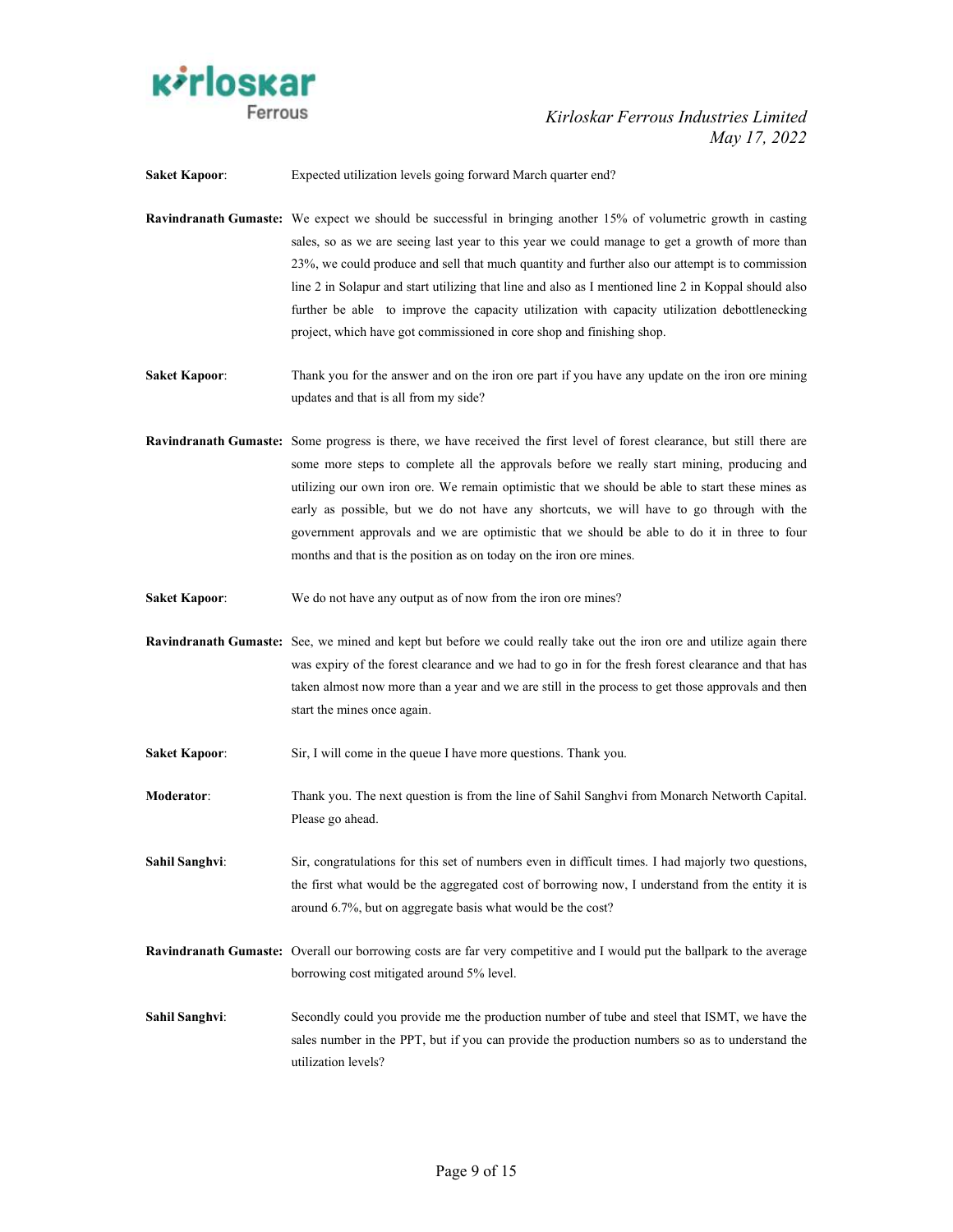**Saket Kapoor**: Expected utilization levels going forward March quarter end?

**Ravindranath Gumaste:** We expect we should be successful in bringing another 15% of volumetric growth in casting sales, so as we are seeing last year to this year we could manage to get a growth of more than 23%, we could produce and sell that much quantity and further also our attempt is to commission line 2 in Solapur and start utilizing that line and also as I mentioned line 2 in Koppal should also further be able to improve the capacity utilization with capacity utilization debottlenecking project, which have got commissioned in core shop and finishing shop.

**Saket Kapoor**: Thank you for the answer and on the iron ore part if you have any update on the iron ore mining updates and that is all from my side?

**Ravindranath Gumaste:** Some progress is there, we have received the first level of forest clearance, but still there are some more steps to complete all the approvals before we really start mining, producing and utilizing our own iron ore. We remain optimistic that we should be able to start these mines as early as possible, but we do not have any shortcuts, we will have to go through with the government approvals and we are optimistic that we should be able to do it in three to four months and that is the position as on today on the iron ore mines.

**Saket Kapoor**: We do not have any output as of now from the iron ore mines?

**Ravindranath Gumaste:** See, we mined and kept but before we could really take out the iron ore and utilize again there was expiry of the forest clearance and we had to go in for the fresh forest clearance and that has taken almost now more than a year and we are still in the process to get those approvals and then start the mines once again.

**Saket Kapoor**: Sir, I will come in the queue I have more questions. Thank you.

**Moderator**: Thank you. The next question is from the line of Sahil Sanghvi from Monarch Networth Capital. Please go ahead.

**Sahil Sanghvi**: Sir, congratulations for this set of numbers even in difficult times. I had majorly two questions, the first what would be the aggregated cost of borrowing now, I understand from the entity it is around 6.7%, but on aggregate basis what would be the cost?

**Ravindranath Gumaste:** Overall our borrowing costs are far very competitive and I would put the ballpark to the average borrowing cost mitigated around 5% level.

**Sahil Sanghvi**: Secondly could you provide me the production number of tube and steel that ISMT, we have the sales number in the PPT, but if you can provide the production numbers so as to understand the utilization levels?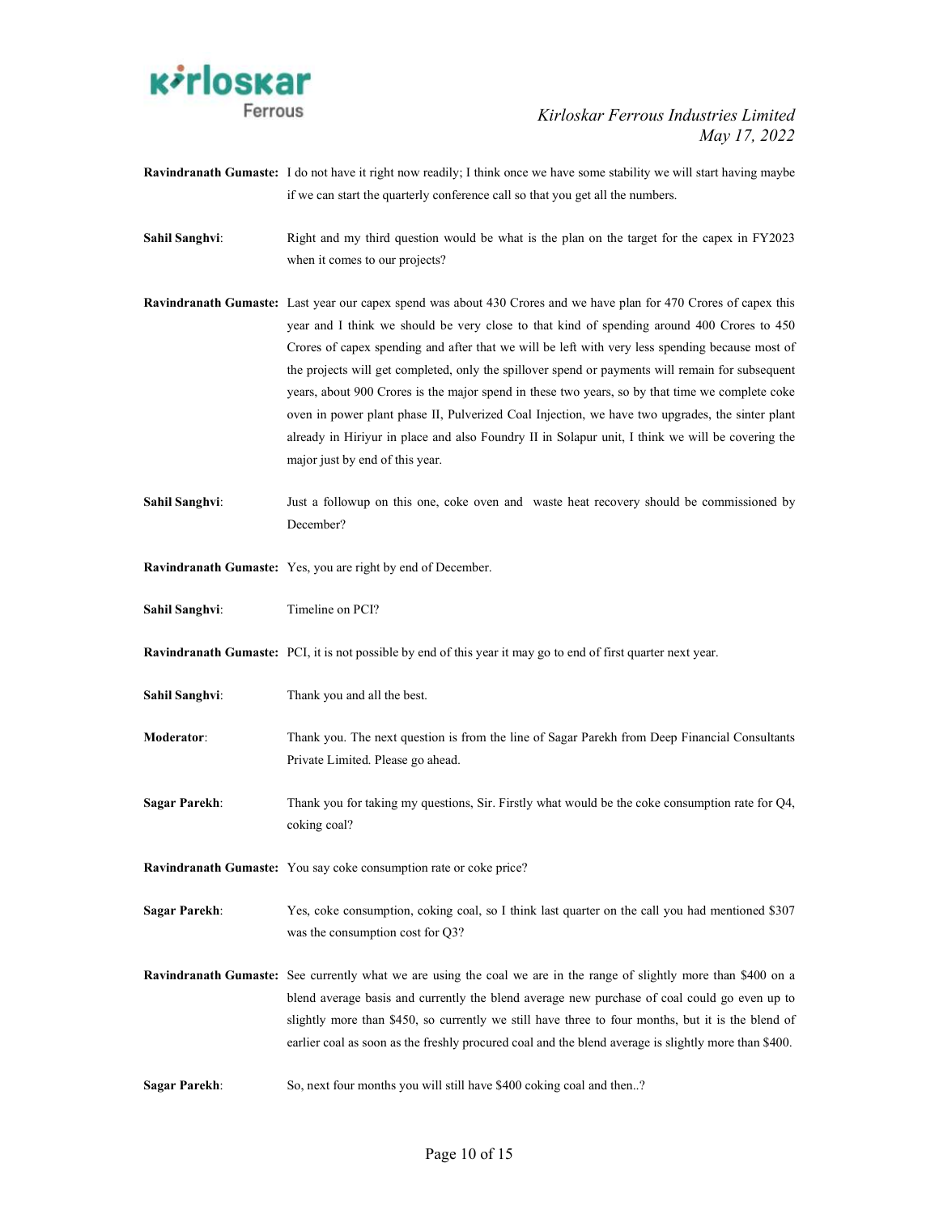**Ravindranath Gumaste:** I do not have it right now readily; I think once we have some stability we will start having maybe if we can start the quarterly conference call so that you get all the numbers.

**Sahil Sanghvi**: Right and my third question would be what is the plan on the target for the capex in FY2023 when it comes to our projects?

**Ravindranath Gumaste:** Last year our capex spend was about 430 Crores and we have plan for 470 Crores of capex this year and I think we should be very close to that kind of spending around 400 Crores to 450 Crores of capex spending and after that we will be left with very less spending because most of the projects will get completed, only the spillover spend or payments will remain for subsequent years, about 900 Crores is the major spend in these two years, so by that time we complete coke oven in power plant phase II, Pulverized Coal Injection, we have two upgrades, the sinter plant already in Hiriyur in place and also Foundry II in Solapur unit, I think we will be covering the major just by end of this year.

**Sahil Sanghvi**: Just a followup on this one, coke oven and waste heat recovery should be commissioned by December?

**Ravindranath Gumaste:** Yes, you are right by end of December.

**Sahil Sanghvi**: Timeline on PCI?

**Ravindranath Gumaste:** PCI, it is not possible by end of this year it may go to end of first quarter next year.

**Sahil Sanghvi**: Thank you and all the best.

**Moderator**: Thank you. The next question is from the line of Sagar Parekh from Deep Financial Consultants Private Limited. Please go ahead.

**Sagar Parekh**: Thank you for taking my questions, Sir. Firstly what would be the coke consumption rate for Q4, coking coal?

**Ravindranath Gumaste:** You say coke consumption rate or coke price?

**Sagar Parekh**: Yes, coke consumption, coking coal, so I think last quarter on the call you had mentioned $307 was the consumption cost for Q3?

**Ravindranath Gumaste:** See currently what we are using the coal we are in the range of slightly more than $400 on a blend average basis and currently the blend average new purchase of coal could go even up to slightly more than $450, so currently we still have three to four months, but it is the blend of earlier coal as soon as the freshly procured coal and the blend average is slightly more than $400.

**Sagar Parekh**: So, next four months you will still have $400 coking coal and then..?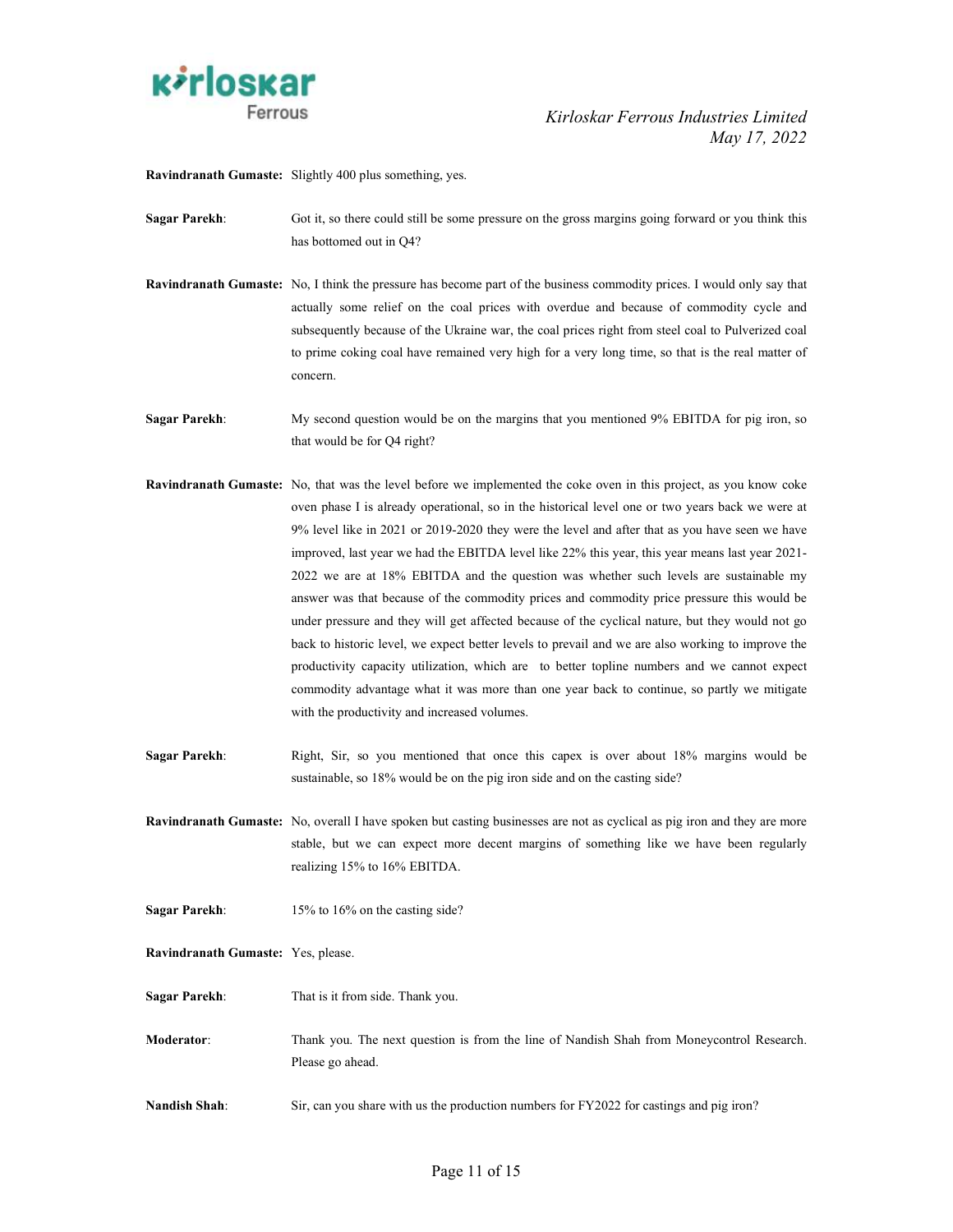**Ravindranath Gumaste:** Slightly 400 plus something, yes.

**Sagar Parekh**: Got it, so there could still be some pressure on the gross margins going forward or you think this has bottomed out in Q4?

**Ravindranath Gumaste:** No, I think the pressure has become part of the business commodity prices. I would only say that actually some relief on the coal prices with overdue and because of commodity cycle and subsequently because of the Ukraine war, the coal prices right from steel coal to Pulverized coal to prime coking coal have remained very high for a very long time, so that is the real matter of concern.

**Sagar Parekh**: My second question would be on the margins that you mentioned 9% EBITDA for pig iron, so that would be for Q4 right?

**Ravindranath Gumaste:** No, that was the level before we implemented the coke oven in this project, as you know coke oven phase I is already operational, so in the historical level one or two years back we were at 9% level like in 2021 or 2019-2020 they were the level and after that as you have seen we have improved, last year we had the EBITDA level like 22% this year, this year means last year 2021-2022 we are at 18% EBITDA and the question was whether such levels are sustainable my answer was that because of the commodity prices and commodity price pressure this would be under pressure and they will get affected because of the cyclical nature, but they would not go back to historic level, we expect better levels to prevail and we are also working to improve the productivity capacity utilization, which are to better topline numbers and we cannot expect commodity advantage what it was more than one year back to continue, so partly we mitigate with the productivity and increased volumes.

**Sagar Parekh**: Right, Sir, so you mentioned that once this capex is over about 18% margins would be sustainable, so 18% would be on the pig iron side and on the casting side?

**Ravindranath Gumaste:** No, overall I have spoken but casting businesses are not as cyclical as pig iron and they are more stable, but we can expect more decent margins of something like we have been regularly realizing 15% to 16% EBITDA.

**Sagar Parekh**: 15% to 16% on the casting side?

**Ravindranath Gumaste:** Yes, please.

**Sagar Parekh**: That is it from side. Thank you.

**Moderator**: Thank you. The next question is from the line of Nandish Shah from Moneycontrol Research. Please go ahead.

**Nandish Shah**: Sir, can you share with us the production numbers for FY2022 for castings and pig iron?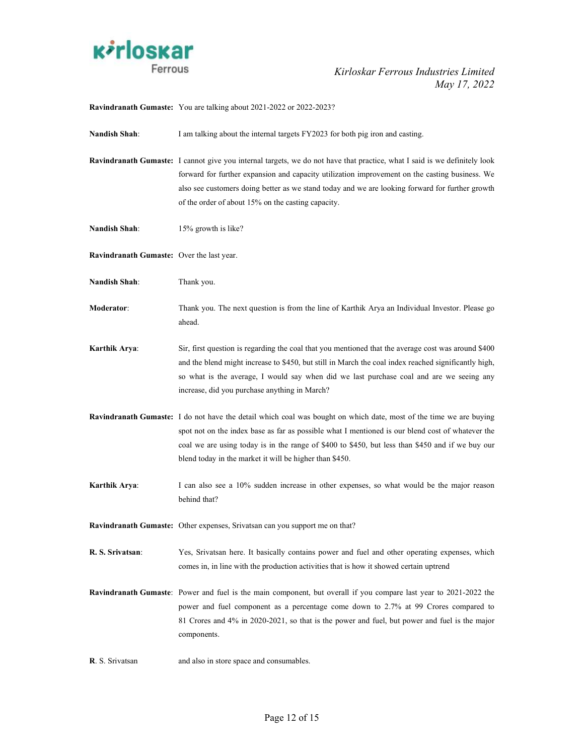**Ravindranath Gumaste:** You are talking about 2021-2022 or 2022-2023?

**Nandish Shah**: I am talking about the internal targets FY2023 for both pig iron and casting.

**Ravindranath Gumaste:** I cannot give you internal targets, we do not have that practice, what I said is we definitely look forward for further expansion and capacity utilization improvement on the casting business. We also see customers doing better as we stand today and we are looking forward for further growth of the order of about 15% on the casting capacity.

**Nandish Shah**: 15% growth is like?

**Ravindranath Gumaste:** Over the last year.

**Nandish Shah**: Thank you.

**Moderator**: Thank you. The next question is from the line of Karthik Arya an Individual Investor. Please go ahead.

**Karthik Arya**: Sir, first question is regarding the coal that you mentioned that the average cost was around $400 and the blend might increase to $450, but still in March the coal index reached significantly high, so what is the average, I would say when did we last purchase coal and are we seeing any increase, did you purchase anything in March?

**Ravindranath Gumaste:** I do not have the detail which coal was bought on which date, most of the time we are buying spot not on the index base as far as possible what I mentioned is our blend cost of whatever the coal we are using today is in the range of $400 to $450, but less than $450 and if we buy our blend today in the market it will be higher than $450.

**Karthik Arya**: I can also see a 10% sudden increase in other expenses, so what would be the major reason behind that?

**Ravindranath Gumaste:** Other expenses, Srivatsan can you support me on that?

**R. S. Srivatsan**: Yes, Srivatsan here. It basically contains power and fuel and other operating expenses, which comes in, in line with the production activities that is how it showed certain uptrend

**Ravindranath Gumaste**: Power and fuel is the main component, but overall if you compare last year to 2021-2022 the power and fuel component as a percentage come down to 2.7% at 99 Crores compared to 81 Crores and 4% in 2020-2021, so that is the power and fuel, but power and fuel is the major components.

**R**. S. Srivatsan and also in store space and consumables.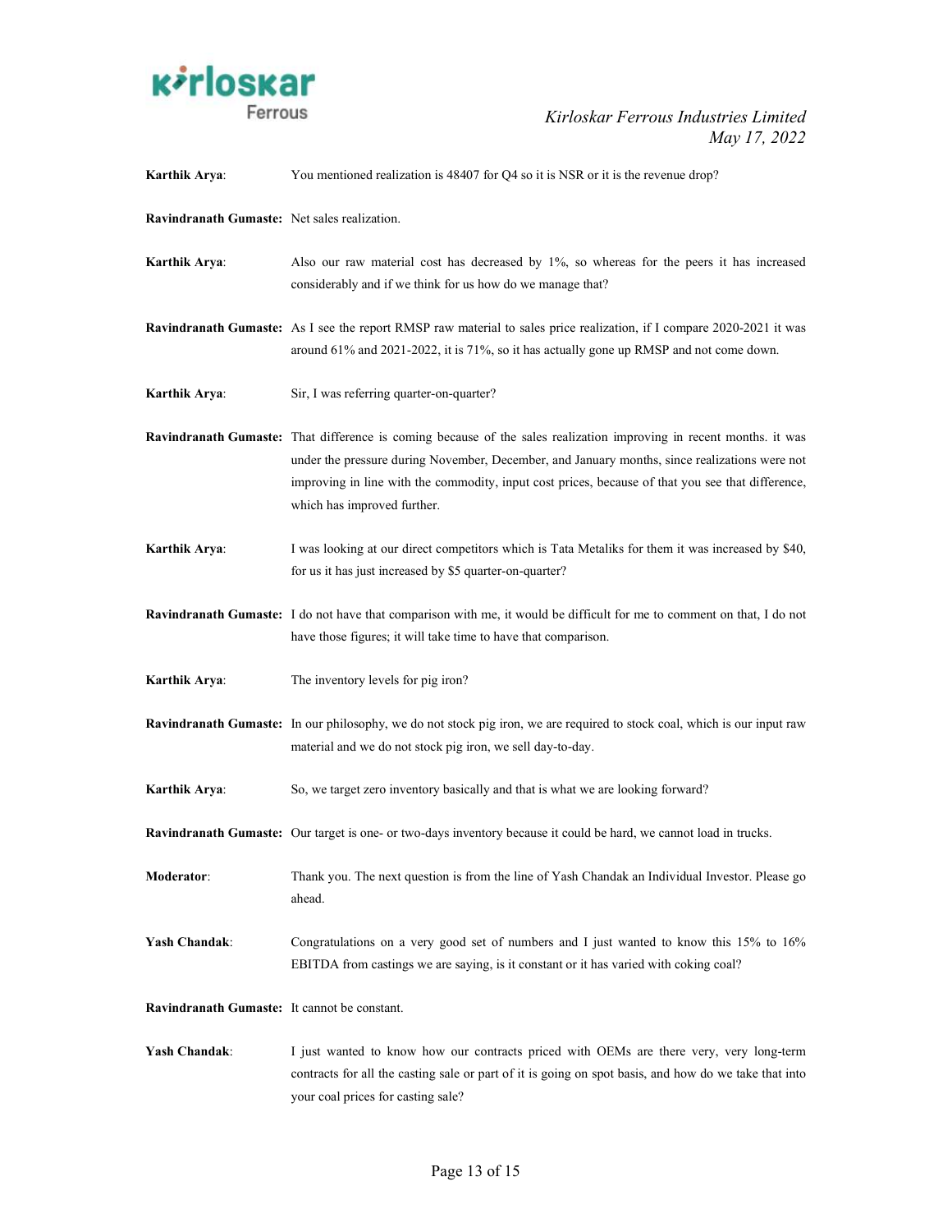**Karthik Arya**: You mentioned realization is 48407 for Q4 so it is NSR or it is the revenue drop?

**Ravindranath Gumaste:** Net sales realization.

**Karthik Arya**: Also our raw material cost has decreased by 1%, so whereas for the peers it has increased considerably and if we think for us how do we manage that?

**Ravindranath Gumaste:** As I see the report RMSP raw material to sales price realization, if I compare 2020-2021 it was around 61% and 2021-2022, it is 71%, so it has actually gone up RMSP and not come down.

**Karthik Arya**: Sir, I was referring quarter-on-quarter?

**Ravindranath Gumaste:** That difference is coming because of the sales realization improving in recent months. it was under the pressure during November, December, and January months, since realizations were not improving in line with the commodity, input cost prices, because of that you see that difference, which has improved further.

**Karthik Arya**: I was looking at our direct competitors which is Tata Metaliks for them it was increased by $40, for us it has just increased by $5 quarter-on-quarter?

**Ravindranath Gumaste:** I do not have that comparison with me, it would be difficult for me to comment on that, I do not have those figures; it will take time to have that comparison.

**Karthik Arya**: The inventory levels for pig iron?

**Ravindranath Gumaste:** In our philosophy, we do not stock pig iron, we are required to stock coal, which is our input raw material and we do not stock pig iron, we sell day-to-day.

**Karthik Arya**: So, we target zero inventory basically and that is what we are looking forward?

**Ravindranath Gumaste:** Our target is one- or two-days inventory because it could be hard, we cannot load in trucks.

**Moderator**: Thank you. The next question is from the line of Yash Chandak an Individual Investor. Please go ahead.

**Yash Chandak**: Congratulations on a very good set of numbers and I just wanted to know this 15% to 16% EBITDA from castings we are saying, is it constant or it has varied with coking coal?

**Ravindranath Gumaste:** It cannot be constant.

**Yash Chandak**: I just wanted to know how our contracts priced with OEMs are there very, very long-term contracts for all the casting sale or part of it is going on spot basis, and how do we take that into your coal prices for casting sale?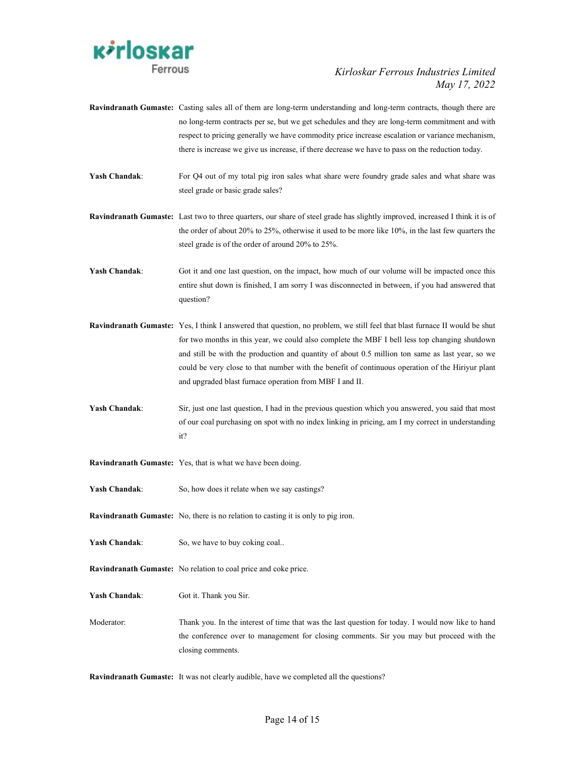**Ravindranath Gumaste:** Casting sales all of them are long-term understanding and long-term contracts, though there are no long-term contracts per se, but we get schedules and they are long-term commitment and with respect to pricing generally we have commodity price increase escalation or variance mechanism, there is increase we give us increase, if there decrease we have to pass on the reduction today.

**Yash Chandak**: For Q4 out of my total pig iron sales what share were foundry grade sales and what share was steel grade or basic grade sales?

**Ravindranath Gumaste:** Last two to three quarters, our share of steel grade has slightly improved, increased I think it is of the order of about 20% to 25%, otherwise it used to be more like 10%, in the last few quarters the steel grade is of the order of around 20% to 25%.

**Yash Chandak**: Got it and one last question, on the impact, how much of our volume will be impacted once this entire shut down is finished, I am sorry I was disconnected in between, if you had answered that question?

**Ravindranath Gumaste:** Yes, I think I answered that question, no problem, we still feel that blast furnace II would be shut for two months in this year, we could also complete the MBF I bell less top changing shutdown and still be with the production and quantity of about 0.5 million ton same as last year, so we could be very close to that number with the benefit of continuous operation of the Hiriyur plant and upgraded blast furnace operation from MBF I and II.

**Yash Chandak**: Sir, just one last question, I had in the previous question which you answered, you said that most of our coal purchasing on spot with no index linking in pricing, am I my correct in understanding it?

**Ravindranath Gumaste:** Yes, that is what we have been doing.

**Yash Chandak**: So, how does it relate when we say castings?

**Ravindranath Gumaste:** No, there is no relation to casting it is only to pig iron.

**Yash Chandak**: So, we have to buy coking coal..

**Ravindranath Gumaste:** No relation to coal price and coke price.

**Yash Chandak**: Got it. Thank you Sir.

Moderator: Thank you. In the interest of time that was the last question for today. I would now like to hand the conference over to management for closing comments. Sir you may but proceed with the closing comments.

**Ravindranath Gumaste:** It was not clearly audible, have we completed all the questions?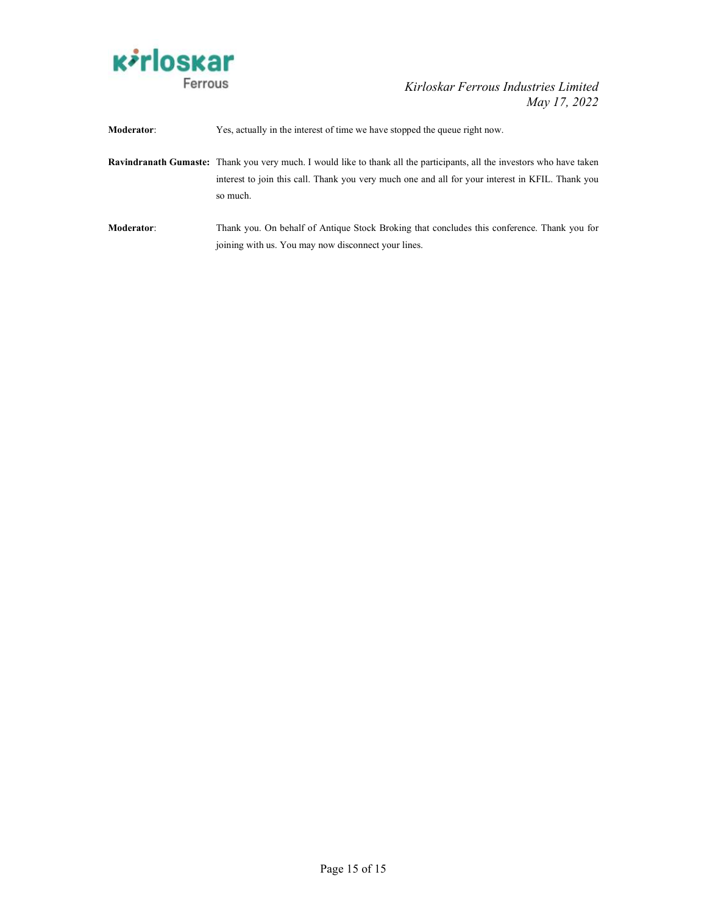**Moderator**: Yes, actually in the interest of time we have stopped the queue right now.

**Ravindranath Gumaste:** Thank you very much. I would like to thank all the participants, all the investors who have taken interest to join this call. Thank you very much one and all for your interest in KFIL. Thank you so much.

**Moderator**: Thank you. On behalf of Antique Stock Broking that concludes this conference. Thank you for joining with us. You may now disconnect your lines.